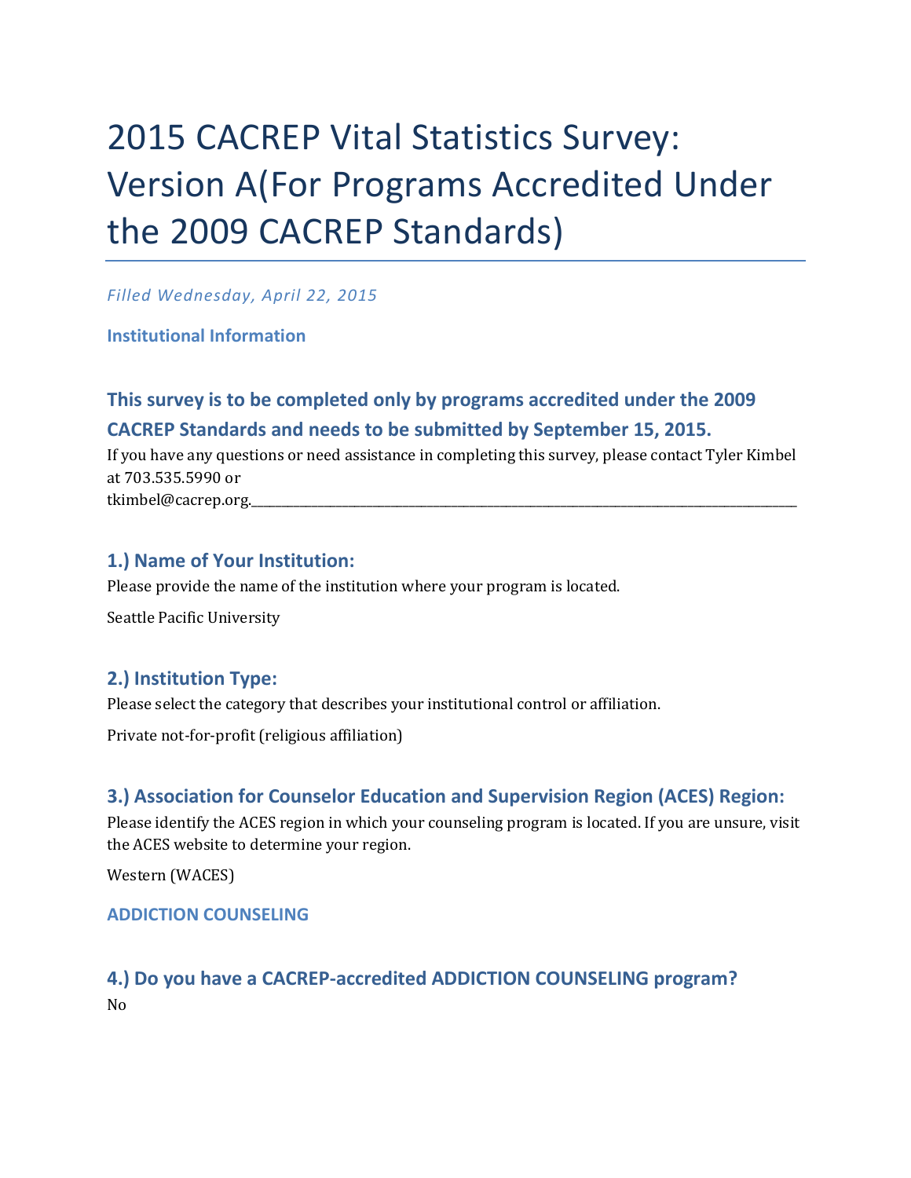# 2015 CACREP Vital Statistics Survey: Version A(For Programs Accredited Under the 2009 CACREP Standards)

*Filled Wednesday, April 22, 2015*

### Institutional Information

## This survey is to be completed only by programs accredited under the 2009 CACREP Standards and needs to be submitted by September 15, 2015.

If you have any questions or need assistance in completing this survey, please contact Tyler Kimbel at 703.535.5990 or tkimbel@cacrep.org.

---

### 1.) Name of Your Institution:

Please provide the name of the institution where your program is located.

Seattle Pacific University

### 2.) Institution Type:

Please select the category that describes your institutional control or affiliation.

Private not-for-profit (religious affiliation)

### 3.) Association for Counselor Education and Supervision Region (ACES) Region:

Please identify the ACES region in which your counseling program is located. If you are unsure, visit the ACES website to determine your region.

Western (WACES)

### ADDICTION COUNSELING

### 4.) Do you have a CACREP-accredited ADDICTION COUNSELING program?

No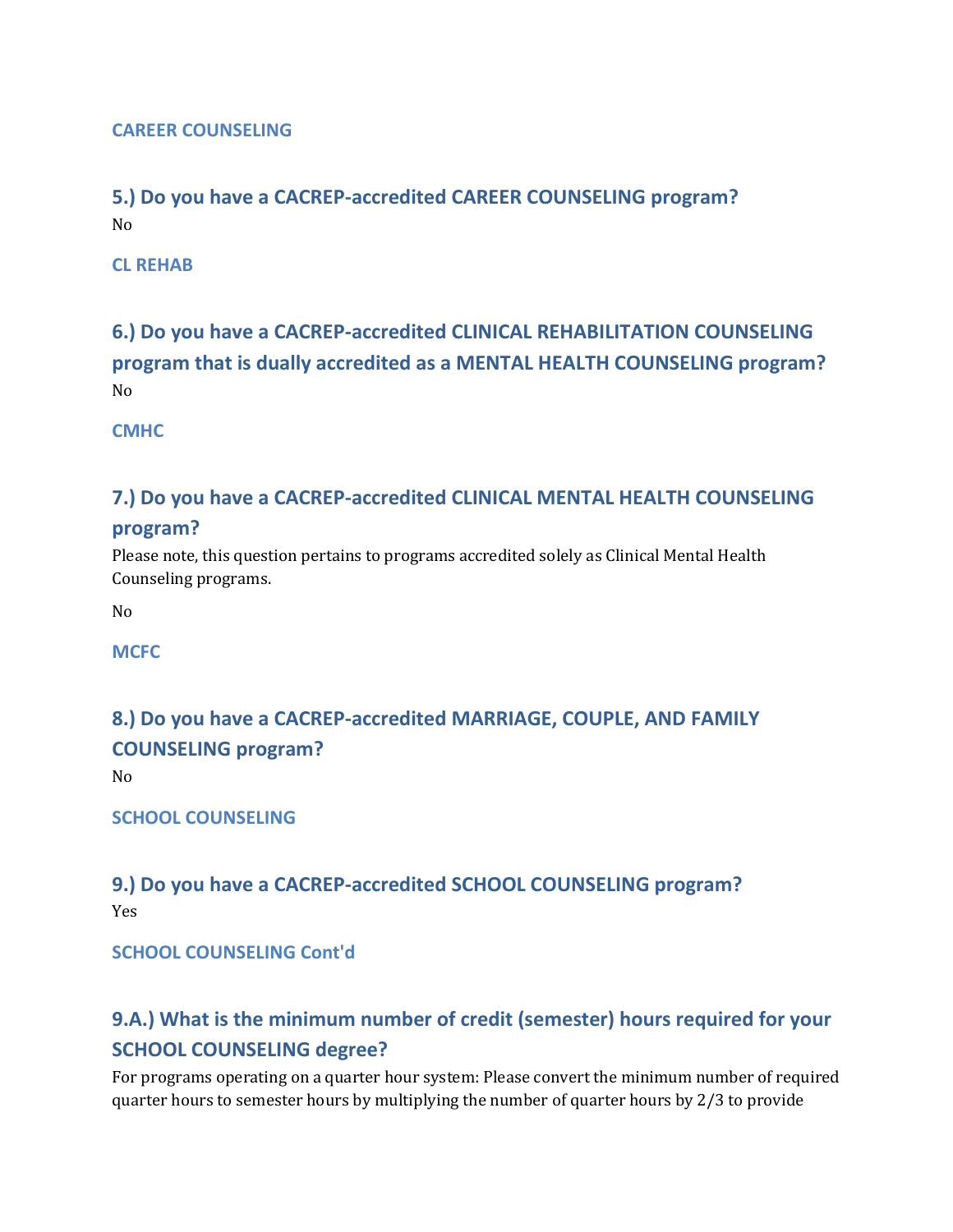#### CAREER COUNSELING

### 5.) Do you have a CACREP-accredited CAREER COUNSELING program?

No

#### CL REHAB

### 6.) Do you have a CACREP-accredited CLINICAL REHABILITATION COUNSELING program that is dually accredited as a MENTAL HEALTH COUNSELING program?

No

#### CMHC

### 7.) Do you have a CACREP-accredited CLINICAL MENTAL HEALTH COUNSELING program?

Please note, this question pertains to programs accredited solely as Clinical Mental Health Counseling programs.

No

#### MCFC

### 8.) Do you have a CACREP-accredited MARRIAGE, COUPLE, AND FAMILY COUNSELING program?

No

#### SCHOOL COUNSELING

### 9.) Do you have a CACREP-accredited SCHOOL COUNSELING program?

Yes

#### SCHOOL COUNSELING Cont'd

### 9.A.) What is the minimum number of credit (semester) hours required for your SCHOOL COUNSELING degree?

For programs operating on a quarter hour system: Please convert the minimum number of required quarter hours to semester hours by multiplying the number of quarter hours by 2/3 to provide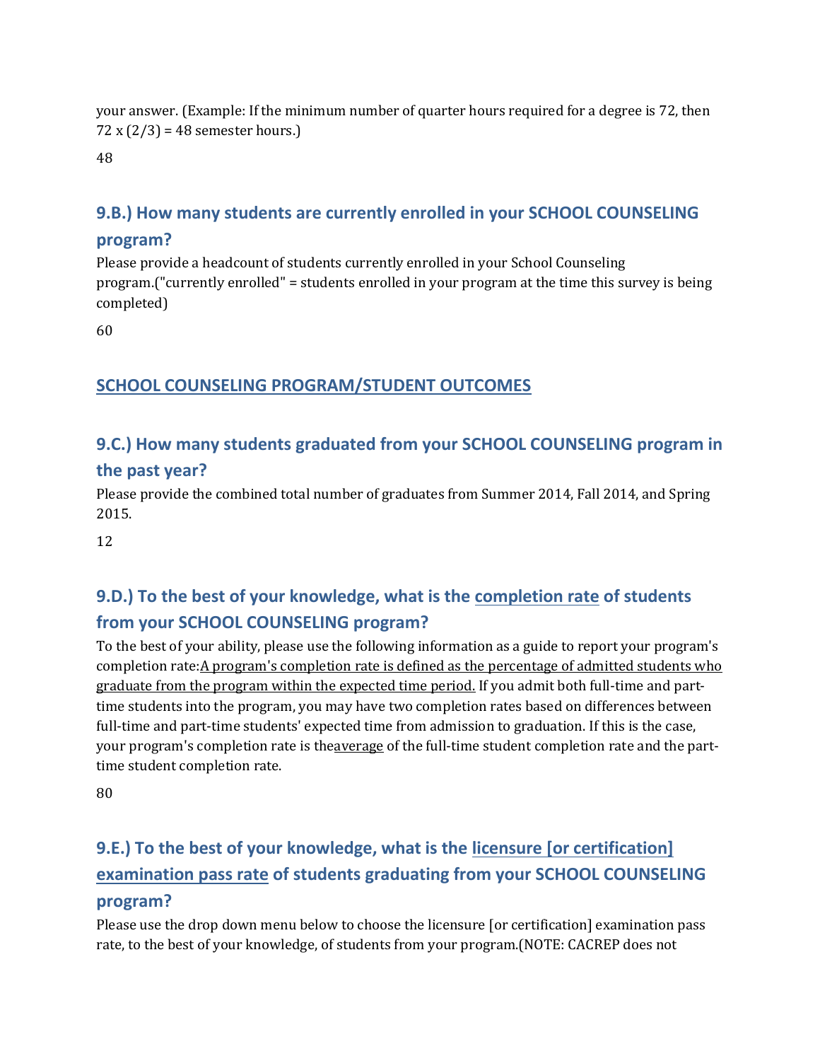your answer. (Example: If the minimum number of quarter hours required for a degree is 72, then 72 x (2/3) = 48 semester hours.)

48

### 9.B.) How many students are currently enrolled in your SCHOOL COUNSELING program?

Please provide a headcount of students currently enrolled in your School Counseling program.("currently enrolled" = students enrolled in your program at the time this survey is being completed)

60

## SCHOOL COUNSELING PROGRAM/STUDENT OUTCOMES

### 9.C.) How many students graduated from your SCHOOL COUNSELING program in the past year?

Please provide the combined total number of graduates from Summer 2014, Fall 2014, and Spring 2015.

12

### 9.D.) To the best of your knowledge, what is the completion rate of students from your SCHOOL COUNSELING program?

To the best of your ability, please use the following information as a guide to report your program's completion rate:A program's completion rate is defined as the percentage of admitted students who graduate from the program within the expected time period. If you admit both full-time and part-time students into the program, you may have two completion rates based on differences between full-time and part-time students' expected time from admission to graduation. If this is the case, your program's completion rate is theaverage of the full-time student completion rate and the part-time student completion rate.

80

### 9.E.) To the best of your knowledge, what is the licensure [or certification] examination pass rate of students graduating from your SCHOOL COUNSELING program?

Please use the drop down menu below to choose the licensure [or certification] examination pass rate, to the best of your knowledge, of students from your program.(NOTE: CACREP does not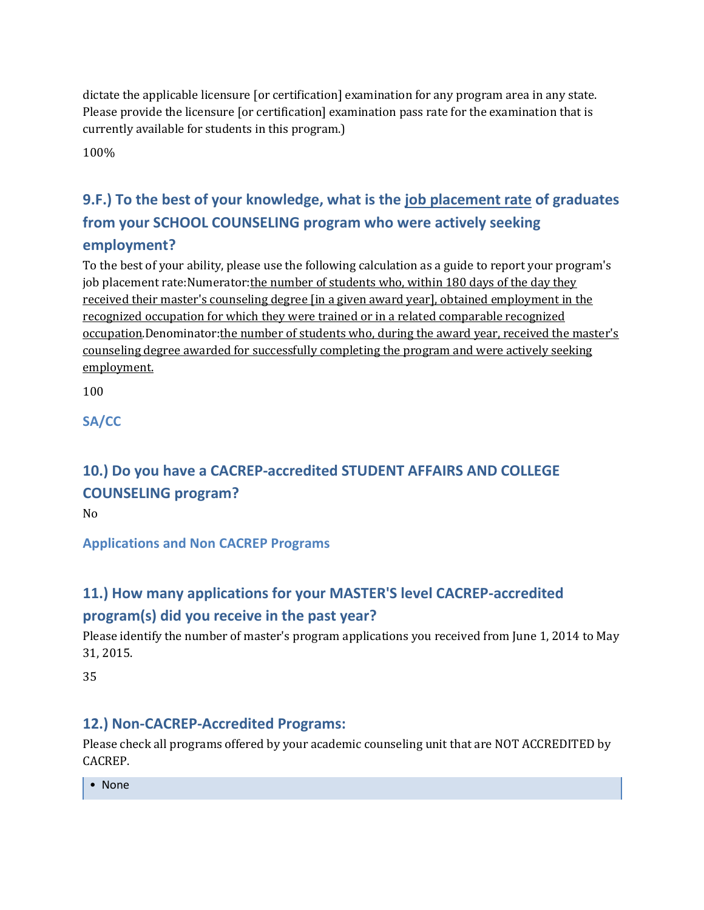dictate the applicable licensure [or certification] examination for any program area in any state. Please provide the licensure [or certification] examination pass rate for the examination that is currently available for students in this program.)

100%

## 9.F.) To the best of your knowledge, what is the job placement rate of graduates from your SCHOOL COUNSELING program who were actively seeking employment?

To the best of your ability, please use the following calculation as a guide to report your program's job placement rate:Numerator:the number of students who, within 180 days of the day they received their master's counseling degree [in a given award year], obtained employment in the recognized occupation for which they were trained or in a related comparable recognized occupation.Denominator:the number of students who, during the award year, received the master's counseling degree awarded for successfully completing the program and were actively seeking employment.

100

### SA/CC

## 10.) Do you have a CACREP-accredited STUDENT AFFAIRS AND COLLEGE COUNSELING program?

No

### Applications and Non CACREP Programs

## 11.) How many applications for your MASTER'S level CACREP-accredited program(s) did you receive in the past year?

Please identify the number of master's program applications you received from June 1, 2014 to May 31, 2015.

35

## 12.) Non-CACREP-Accredited Programs:

Please check all programs offered by your academic counseling unit that are NOT ACCREDITED by CACREP.

- None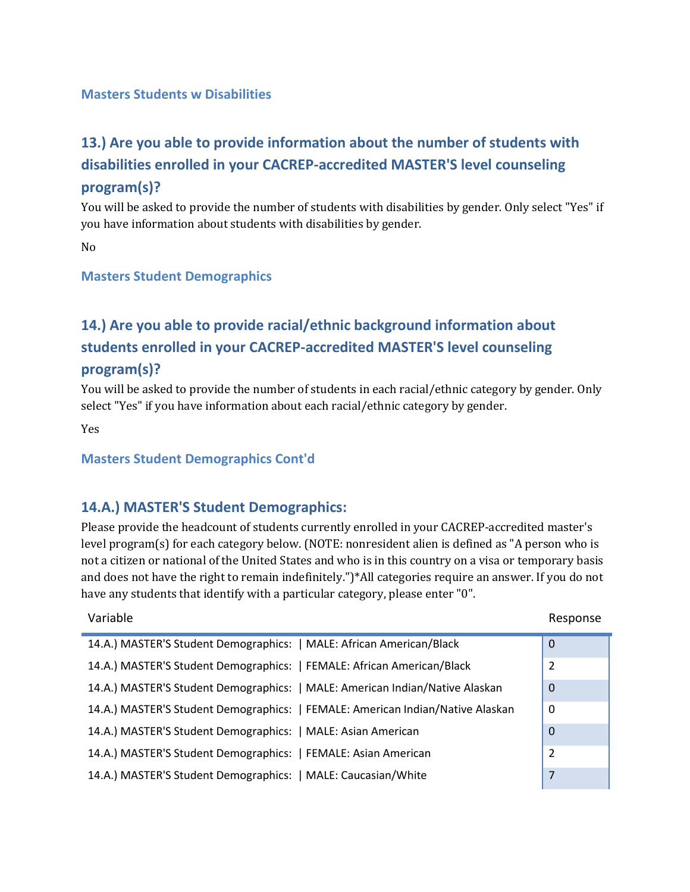### Masters Students w Disabilities

## 13.) Are you able to provide information about the number of students with disabilities enrolled in your CACREP-accredited MASTER'S level counseling program(s)?

You will be asked to provide the number of students with disabilities by gender. Only select "Yes" if you have information about students with disabilities by gender.

No

### Masters Student Demographics

## 14.) Are you able to provide racial/ethnic background information about students enrolled in your CACREP-accredited MASTER'S level counseling program(s)?

You will be asked to provide the number of students in each racial/ethnic category by gender. Only select "Yes" if you have information about each racial/ethnic category by gender.

Yes

### Masters Student Demographics Cont'd

## 14.A.) MASTER'S Student Demographics:

Please provide the headcount of students currently enrolled in your CACREP-accredited master's level program(s) for each category below. (NOTE: nonresident alien is defined as "A person who is not a citizen or national of the United States and who is in this country on a visa or temporary basis and does not have the right to remain indefinitely.")*All categories require an answer. If you do not have any students that identify with a particular category, please enter "0".

| Variable | Response |
|---|---|
| 14.A.) MASTER'S Student Demographics: \| MALE: African American/Black | 0 |
| 14.A.) MASTER'S Student Demographics: \| FEMALE: African American/Black | 2 |
| 14.A.) MASTER'S Student Demographics: \| MALE: American Indian/Native Alaskan | 0 |
| 14.A.) MASTER'S Student Demographics: \| FEMALE: American Indian/Native Alaskan | 0 |
| 14.A.) MASTER'S Student Demographics: \| MALE: Asian American | 0 |
| 14.A.) MASTER'S Student Demographics: \| FEMALE: Asian American | 2 |
| 14.A.) MASTER'S Student Demographics: \| MALE: Caucasian/White | 7 |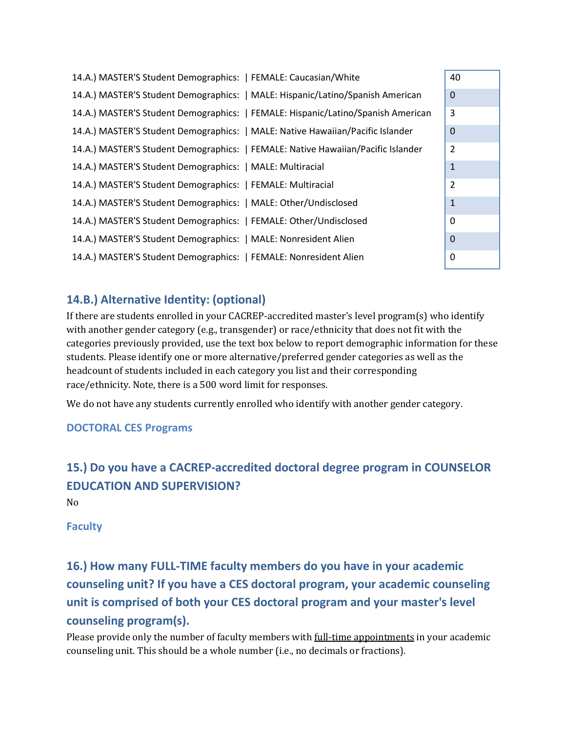| | |
|---|---|
| 14.A.) MASTER'S Student Demographics: \| FEMALE: Caucasian/White | 40 |
| 14.A.) MASTER'S Student Demographics: \| MALE: Hispanic/Latino/Spanish American | 0 |
| 14.A.) MASTER'S Student Demographics: \| FEMALE: Hispanic/Latino/Spanish American | 3 |
| 14.A.) MASTER'S Student Demographics: \| MALE: Native Hawaiian/Pacific Islander | 0 |
| 14.A.) MASTER'S Student Demographics: \| FEMALE: Native Hawaiian/Pacific Islander | 2 |
| 14.A.) MASTER'S Student Demographics: \| MALE: Multiracial | 1 |
| 14.A.) MASTER'S Student Demographics: \| FEMALE: Multiracial | 2 |
| 14.A.) MASTER'S Student Demographics: \| MALE: Other/Undisclosed | 1 |
| 14.A.) MASTER'S Student Demographics: \| FEMALE: Other/Undisclosed | 0 |
| 14.A.) MASTER'S Student Demographics: \| MALE: Nonresident Alien | 0 |
| 14.A.) MASTER'S Student Demographics: \| FEMALE: Nonresident Alien | 0 |

## 14.B.) Alternative Identity: (optional)

If there are students enrolled in your CACREP-accredited master's level program(s) who identify with another gender category (e.g., transgender) or race/ethnicity that does not fit with the categories previously provided, use the text box below to report demographic information for these students. Please identify one or more alternative/preferred gender categories as well as the headcount of students included in each category you list and their corresponding race/ethnicity. Note, there is a 500 word limit for responses.

We do not have any students currently enrolled who identify with another gender category.

### DOCTORAL CES Programs

## 15.) Do you have a CACREP-accredited doctoral degree program in COUNSELOR EDUCATION AND SUPERVISION?

No

### Faculty

## 16.) How many FULL-TIME faculty members do you have in your academic counseling unit? If you have a CES doctoral program, your academic counseling unit is comprised of both your CES doctoral program and your master's level counseling program(s).

Please provide only the number of faculty members with full-time appointments in your academic counseling unit. This should be a whole number (i.e., no decimals or fractions).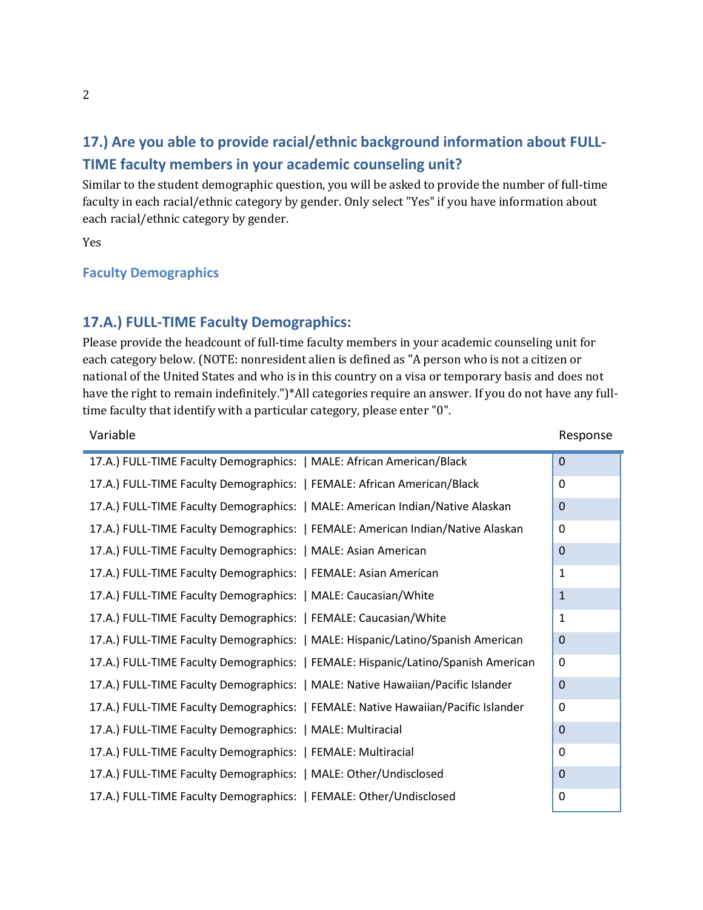## 17.) Are you able to provide racial/ethnic background information about FULL-TIME faculty members in your academic counseling unit?

Similar to the student demographic question, you will be asked to provide the number of full-time faculty in each racial/ethnic category by gender. Only select "Yes" if you have information about each racial/ethnic category by gender.

Yes

### Faculty Demographics

### 17.A.) FULL-TIME Faculty Demographics:

Please provide the headcount of full-time faculty members in your academic counseling unit for each category below. (NOTE: nonresident alien is defined as "A person who is not a citizen or national of the United States and who is in this country on a visa or temporary basis and does not have the right to remain indefinitely.")*All categories require an answer. If you do not have any full-time faculty that identify with a particular category, please enter "0".

| Variable | Response |
|---|---|
| 17.A.) FULL-TIME Faculty Demographics: \| MALE: African American/Black | 0 |
| 17.A.) FULL-TIME Faculty Demographics: \| FEMALE: African American/Black | 0 |
| 17.A.) FULL-TIME Faculty Demographics: \| MALE: American Indian/Native Alaskan | 0 |
| 17.A.) FULL-TIME Faculty Demographics: \| FEMALE: American Indian/Native Alaskan | 0 |
| 17.A.) FULL-TIME Faculty Demographics: \| MALE: Asian American | 0 |
| 17.A.) FULL-TIME Faculty Demographics: \| FEMALE: Asian American | 1 |
| 17.A.) FULL-TIME Faculty Demographics: \| MALE: Caucasian/White | 1 |
| 17.A.) FULL-TIME Faculty Demographics: \| FEMALE: Caucasian/White | 1 |
| 17.A.) FULL-TIME Faculty Demographics: \| MALE: Hispanic/Latino/Spanish American | 0 |
| 17.A.) FULL-TIME Faculty Demographics: \| FEMALE: Hispanic/Latino/Spanish American | 0 |
| 17.A.) FULL-TIME Faculty Demographics: \| MALE: Native Hawaiian/Pacific Islander | 0 |
| 17.A.) FULL-TIME Faculty Demographics: \| FEMALE: Native Hawaiian/Pacific Islander | 0 |
| 17.A.) FULL-TIME Faculty Demographics: \| MALE: Multiracial | 0 |
| 17.A.) FULL-TIME Faculty Demographics: \| FEMALE: Multiracial | 0 |
| 17.A.) FULL-TIME Faculty Demographics: \| MALE: Other/Undisclosed | 0 |
| 17.A.) FULL-TIME Faculty Demographics: \| FEMALE: Other/Undisclosed | 0 |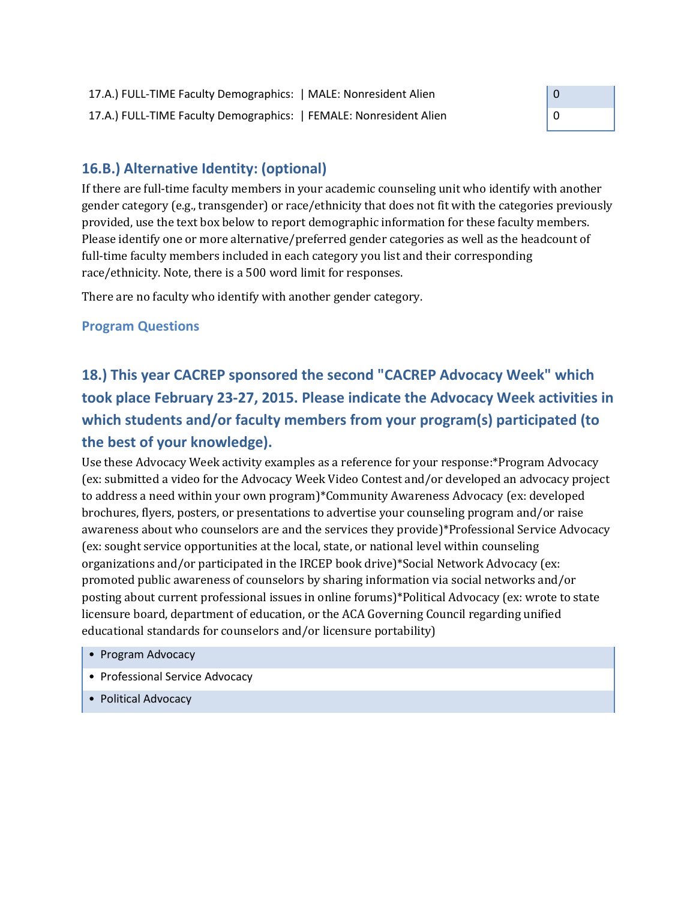| | |
|---|---|
| 17.A.) FULL-TIME Faculty Demographics: \| MALE: Nonresident Alien | 0 |
| 17.A.) FULL-TIME Faculty Demographics: \| FEMALE: Nonresident Alien | 0 |

## 16.B.) Alternative Identity: (optional)

If there are full-time faculty members in your academic counseling unit who identify with another gender category (e.g., transgender) or race/ethnicity that does not fit with the categories previously provided, use the text box below to report demographic information for these faculty members. Please identify one or more alternative/preferred gender categories as well as the headcount of full-time faculty members included in each category you list and their corresponding race/ethnicity. Note, there is a 500 word limit for responses.

There are no faculty who identify with another gender category.

### Program Questions

## 18.) This year CACREP sponsored the second "CACREP Advocacy Week" which took place February 23-27, 2015. Please indicate the Advocacy Week activities in which students and/or faculty members from your program(s) participated (to the best of your knowledge).

Use these Advocacy Week activity examples as a reference for your response:*Program Advocacy (ex: submitted a video for the Advocacy Week Video Contest and/or developed an advocacy project to address a need within your own program)*Community Awareness Advocacy (ex: developed brochures, flyers, posters, or presentations to advertise your counseling program and/or raise awareness about who counselors are and the services they provide)*Professional Service Advocacy (ex: sought service opportunities at the local, state, or national level within counseling organizations and/or participated in the IRCEP book drive)*Social Network Advocacy (ex: promoted public awareness of counselors by sharing information via social networks and/or posting about current professional issues in online forums)*Political Advocacy (ex: wrote to state licensure board, department of education, or the ACA Governing Council regarding unified educational standards for counselors and/or licensure portability)

- Program Advocacy
- Professional Service Advocacy
- Political Advocacy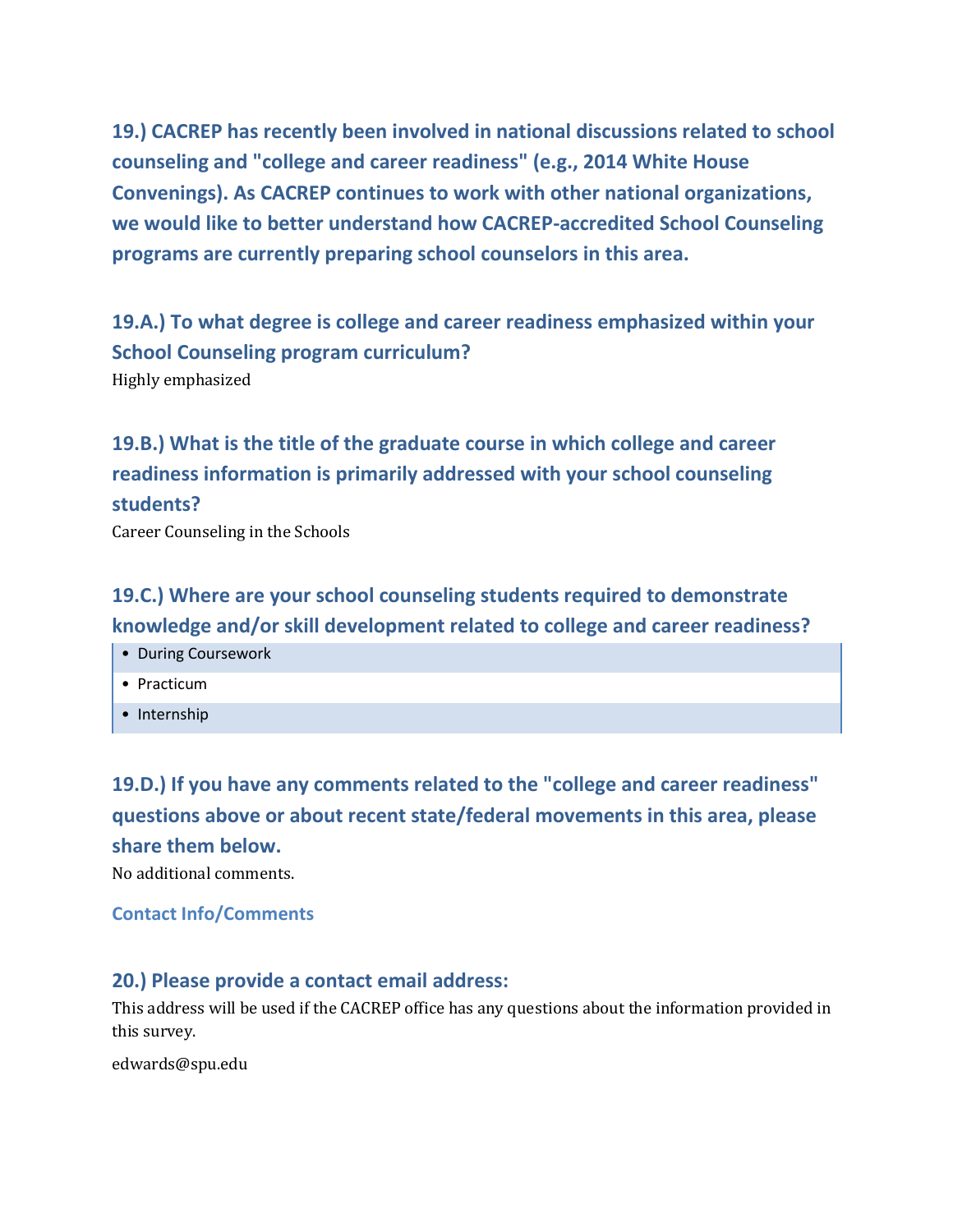### 19.) CACREP has recently been involved in national discussions related to school counseling and "college and career readiness" (e.g., 2014 White House Convenings). As CACREP continues to work with other national organizations, we would like to better understand how CACREP-accredited School Counseling programs are currently preparing school counselors in this area.

### 19.A.) To what degree is college and career readiness emphasized within your School Counseling program curriculum?

Highly emphasized

### 19.B.) What is the title of the graduate course in which college and career readiness information is primarily addressed with your school counseling students?

Career Counseling in the Schools

### 19.C.) Where are your school counseling students required to demonstrate knowledge and/or skill development related to college and career readiness?

- During Coursework
- Practicum
- Internship

### 19.D.) If you have any comments related to the "college and career readiness" questions above or about recent state/federal movements in this area, please share them below.

No additional comments.

#### Contact Info/Comments

### 20.) Please provide a contact email address:

This address will be used if the CACREP office has any questions about the information provided in this survey.

edwards@spu.edu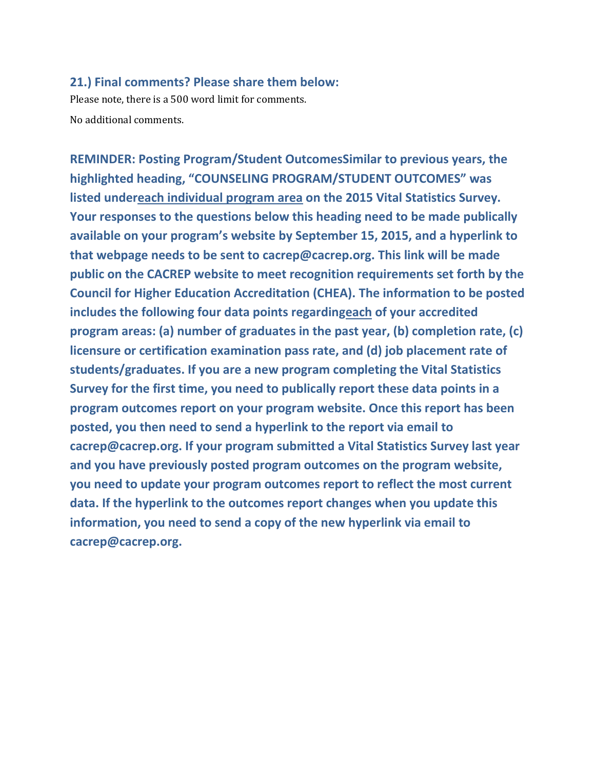### 21.) Final comments? Please share them below:

Please note, there is a 500 word limit for comments.

No additional comments.

**REMINDER: Posting Program/Student OutcomesSimilar to previous years, the highlighted heading, "COUNSELING PROGRAM/STUDENT OUTCOMES" was listed undereach individual program area on the 2015 Vital Statistics Survey. Your responses to the questions below this heading need to be made publically available on your program's website by September 15, 2015, and a hyperlink to that webpage needs to be sent to cacrep@cacrep.org. This link will be made public on the CACREP website to meet recognition requirements set forth by the Council for Higher Education Accreditation (CHEA). The information to be posted includes the following four data points regardingeach of your accredited program areas: (a) number of graduates in the past year, (b) completion rate, (c) licensure or certification examination pass rate, and (d) job placement rate of students/graduates. If you are a new program completing the Vital Statistics Survey for the first time, you need to publically report these data points in a program outcomes report on your program website. Once this report has been posted, you then need to send a hyperlink to the report via email to cacrep@cacrep.org. If your program submitted a Vital Statistics Survey last year and you have previously posted program outcomes on the program website, you need to update your program outcomes report to reflect the most current data. If the hyperlink to the outcomes report changes when you update this information, you need to send a copy of the new hyperlink via email to cacrep@cacrep.org.**